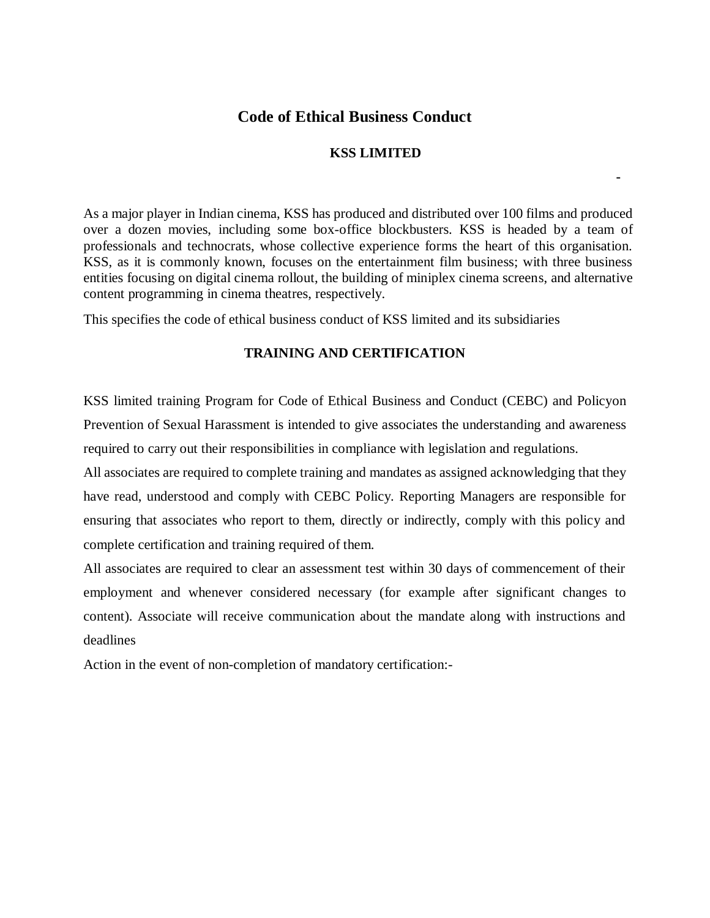# Code of Ethical Business Conduct

## KSS LIMITED

-

As a major player in Indian cinema, KSS has produced and distributed over 100 films and produced over a dozen movies, including some box-office blockbusters. KSS is headed by a team of professionals and technocrats, whose collective experience forms the heart of this organisation. KSS, as it is commonly known, focuses on the entertainment film business; with three business entities focusing on digital cinema rollout, the building of miniplex cinema screens, and alternative content programming in cinema theatres, respectively.

This specifies the code of ethical business conduct of KSS limited and its subsidiaries

## TRAINING AND CERTIFICATION

KSS limited training Program for Code of Ethical Business and Conduct (CEBC) and Policyon Prevention of Sexual Harassment is intended to give associates the understanding and awareness required to carry out their responsibilities in compliance with legislation and regulations.

All associates are required to complete training and mandates as assigned acknowledging that they have read, understood and comply with CEBC Policy. Reporting Managers are responsible for ensuring that associates who report to them, directly or indirectly, comply with this policy and complete certification and training required of them.

All associates are required to clear an assessment test within 30 days of commencement of their employment and whenever considered necessary (for example after significant changes to content). Associate will receive communication about the mandate along with instructions and deadlines

Action in the event of non-completion of mandatory certification:-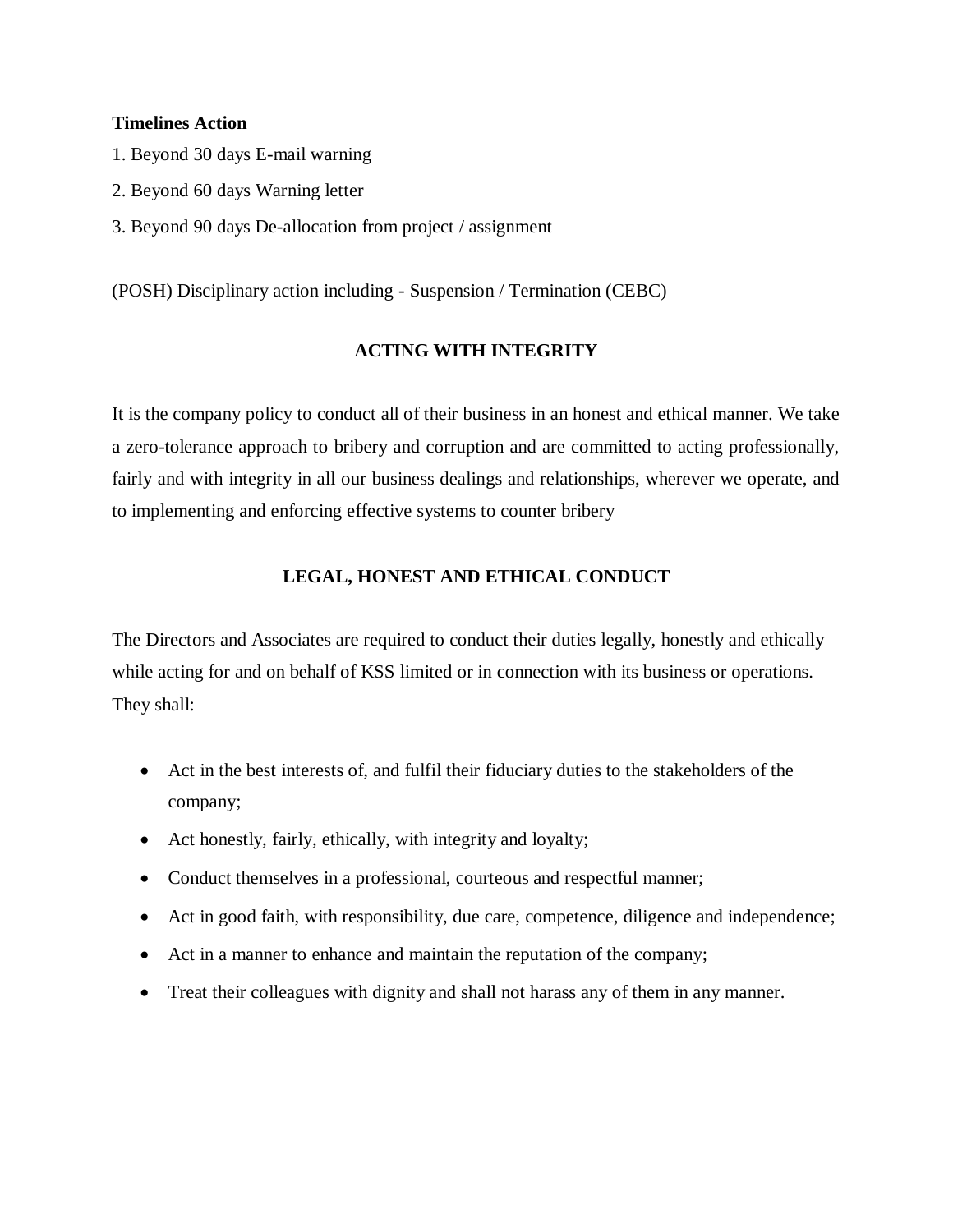**Timelines Action**

1. Beyond 30 days E-mail warning
2. Beyond 60 days Warning letter
3. Beyond 90 days De-allocation from project / assignment

(POSH) Disciplinary action including - Suspension / Termination (CEBC)

## ACTING WITH INTEGRITY

It is the company policy to conduct all of their business in an honest and ethical manner. We take a zero-tolerance approach to bribery and corruption and are committed to acting professionally, fairly and with integrity in all our business dealings and relationships, wherever we operate, and to implementing and enforcing effective systems to counter bribery

## LEGAL, HONEST AND ETHICAL CONDUCT

The Directors and Associates are required to conduct their duties legally, honestly and ethically while acting for and on behalf of KSS limited or in connection with its business or operations. They shall:

- Act in the best interests of, and fulfil their fiduciary duties to the stakeholders of the company;
- Act honestly, fairly, ethically, with integrity and loyalty;
- Conduct themselves in a professional, courteous and respectful manner;
- Act in good faith, with responsibility, due care, competence, diligence and independence;
- Act in a manner to enhance and maintain the reputation of the company;
- Treat their colleagues with dignity and shall not harass any of them in any manner.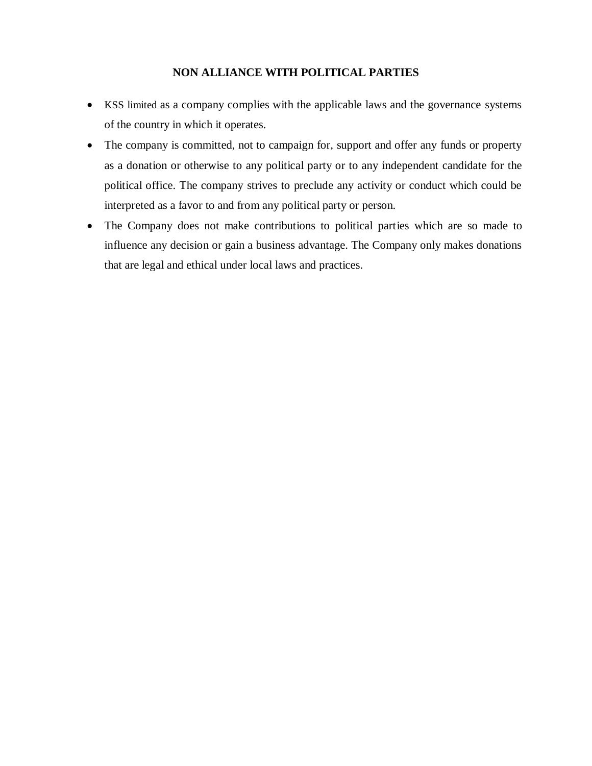## NON ALLIANCE WITH POLITICAL PARTIES

- KSS limited as a company complies with the applicable laws and the governance systems of the country in which it operates.
- The company is committed, not to campaign for, support and offer any funds or property as a donation or otherwise to any political party or to any independent candidate for the political office. The company strives to preclude any activity or conduct which could be interpreted as a favor to and from any political party or person.
- The Company does not make contributions to political parties which are so made to influence any decision or gain a business advantage. The Company only makes donations that are legal and ethical under local laws and practices.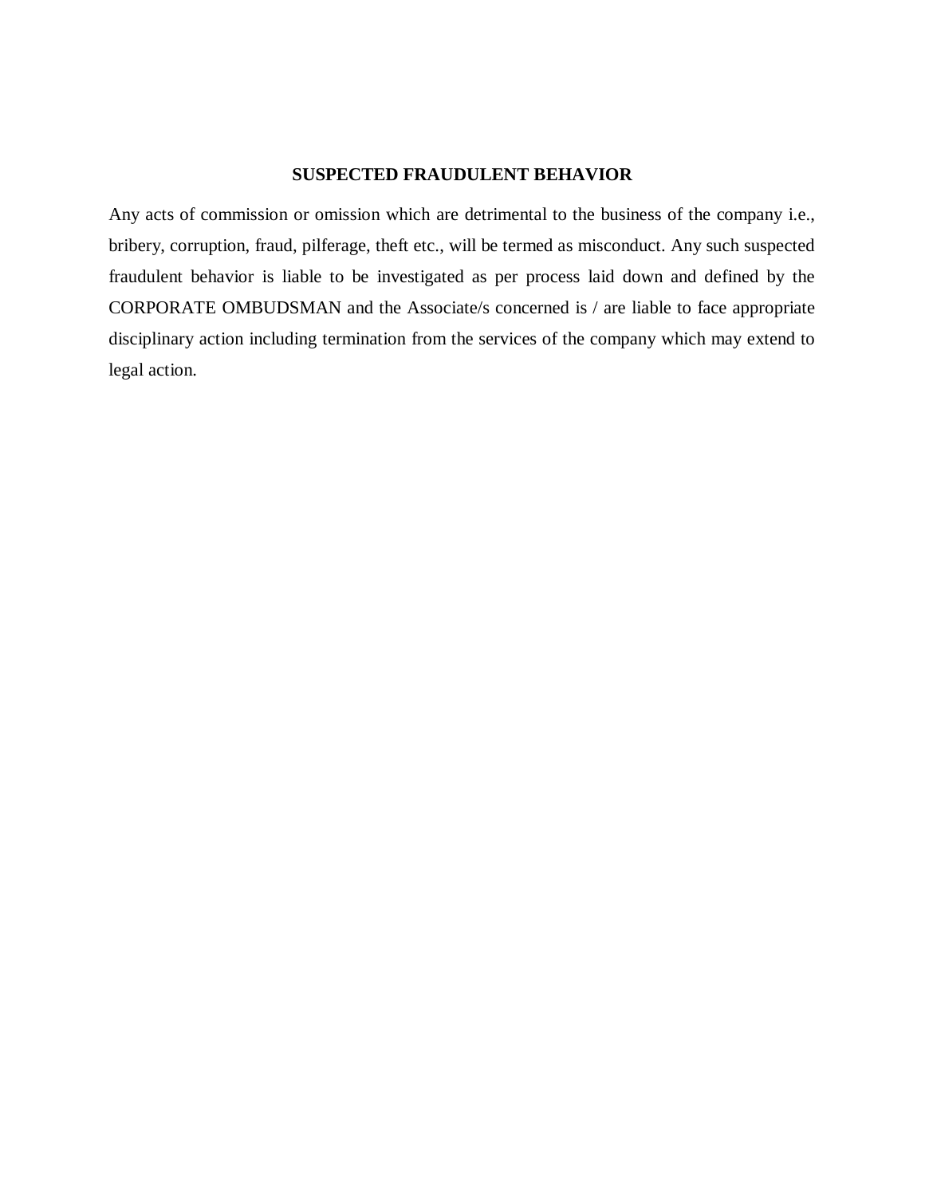## SUSPECTED FRAUDULENT BEHAVIOR

Any acts of commission or omission which are detrimental to the business of the company i.e., bribery, corruption, fraud, pilferage, theft etc., will be termed as misconduct. Any such suspected fraudulent behavior is liable to be investigated as per process laid down and defined by the CORPORATE OMBUDSMAN and the Associate/s concerned is / are liable to face appropriate disciplinary action including termination from the services of the company which may extend to legal action.